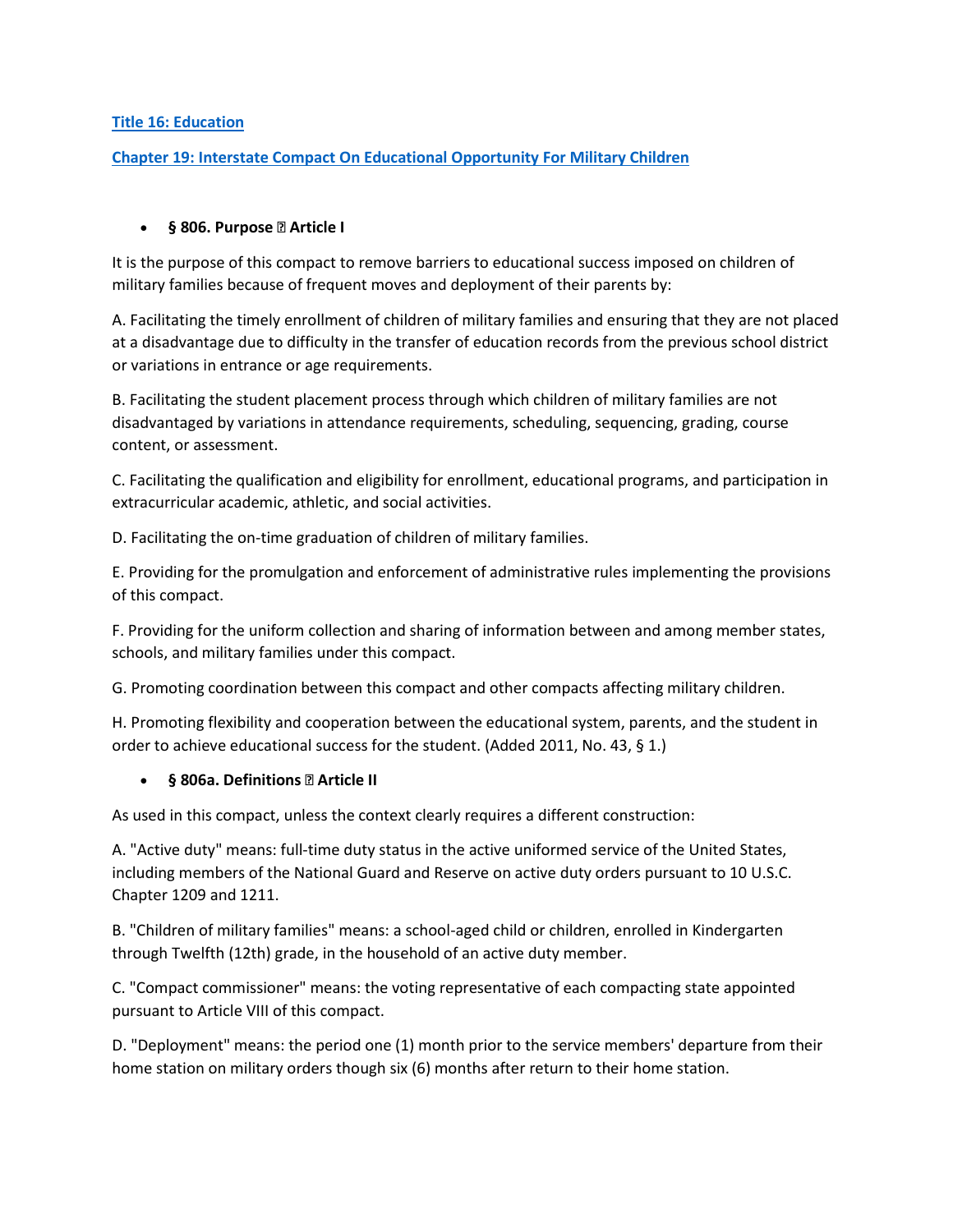[Title 16: Education]

[Chapter 19: Interstate Compact On Educational Opportunity For Military Children]

- **§ 806. Purpose  Article I**

It is the purpose of this compact to remove barriers to educational success imposed on children of military families because of frequent moves and deployment of their parents by:

A. Facilitating the timely enrollment of children of military families and ensuring that they are not placed at a disadvantage due to difficulty in the transfer of education records from the previous school district or variations in entrance or age requirements.

B. Facilitating the student placement process through which children of military families are not disadvantaged by variations in attendance requirements, scheduling, sequencing, grading, course content, or assessment.

C. Facilitating the qualification and eligibility for enrollment, educational programs, and participation in extracurricular academic, athletic, and social activities.

D. Facilitating the on-time graduation of children of military families.

E. Providing for the promulgation and enforcement of administrative rules implementing the provisions of this compact.

F. Providing for the uniform collection and sharing of information between and among member states, schools, and military families under this compact.

G. Promoting coordination between this compact and other compacts affecting military children.

H. Promoting flexibility and cooperation between the educational system, parents, and the student in order to achieve educational success for the student. (Added 2011, No. 43, § 1.)

- **§ 806a. Definitions  Article II**

As used in this compact, unless the context clearly requires a different construction:

A. "Active duty" means: full-time duty status in the active uniformed service of the United States, including members of the National Guard and Reserve on active duty orders pursuant to 10 U.S.C. Chapter 1209 and 1211.

B. "Children of military families" means: a school-aged child or children, enrolled in Kindergarten through Twelfth (12th) grade, in the household of an active duty member.

C. "Compact commissioner" means: the voting representative of each compacting state appointed pursuant to Article VIII of this compact.

D. "Deployment" means: the period one (1) month prior to the service members' departure from their home station on military orders though six (6) months after return to their home station.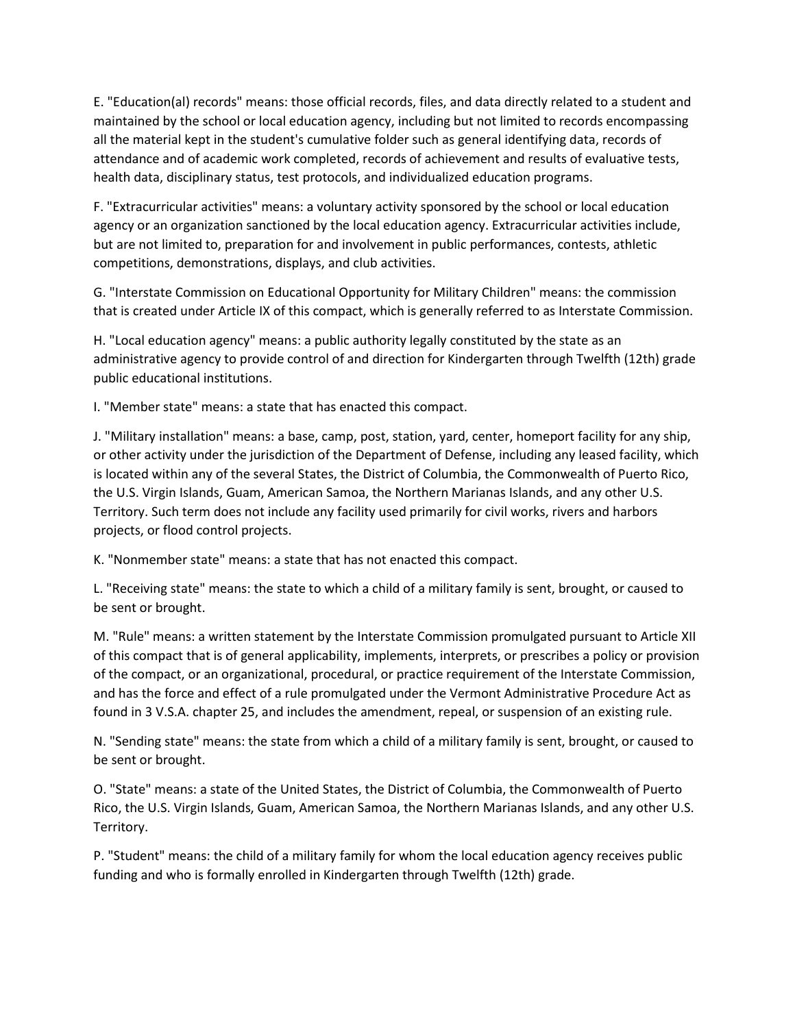E. "Education(al) records" means: those official records, files, and data directly related to a student and maintained by the school or local education agency, including but not limited to records encompassing all the material kept in the student's cumulative folder such as general identifying data, records of attendance and of academic work completed, records of achievement and results of evaluative tests, health data, disciplinary status, test protocols, and individualized education programs.

F. "Extracurricular activities" means: a voluntary activity sponsored by the school or local education agency or an organization sanctioned by the local education agency. Extracurricular activities include, but are not limited to, preparation for and involvement in public performances, contests, athletic competitions, demonstrations, displays, and club activities.

G. "Interstate Commission on Educational Opportunity for Military Children" means: the commission that is created under Article IX of this compact, which is generally referred to as Interstate Commission.

H. "Local education agency" means: a public authority legally constituted by the state as an administrative agency to provide control of and direction for Kindergarten through Twelfth (12th) grade public educational institutions.

I. "Member state" means: a state that has enacted this compact.

J. "Military installation" means: a base, camp, post, station, yard, center, homeport facility for any ship, or other activity under the jurisdiction of the Department of Defense, including any leased facility, which is located within any of the several States, the District of Columbia, the Commonwealth of Puerto Rico, the U.S. Virgin Islands, Guam, American Samoa, the Northern Marianas Islands, and any other U.S. Territory. Such term does not include any facility used primarily for civil works, rivers and harbors projects, or flood control projects.

K. "Nonmember state" means: a state that has not enacted this compact.

L. "Receiving state" means: the state to which a child of a military family is sent, brought, or caused to be sent or brought.

M. "Rule" means: a written statement by the Interstate Commission promulgated pursuant to Article XII of this compact that is of general applicability, implements, interprets, or prescribes a policy or provision of the compact, or an organizational, procedural, or practice requirement of the Interstate Commission, and has the force and effect of a rule promulgated under the Vermont Administrative Procedure Act as found in 3 V.S.A. chapter 25, and includes the amendment, repeal, or suspension of an existing rule.

N. "Sending state" means: the state from which a child of a military family is sent, brought, or caused to be sent or brought.

O. "State" means: a state of the United States, the District of Columbia, the Commonwealth of Puerto Rico, the U.S. Virgin Islands, Guam, American Samoa, the Northern Marianas Islands, and any other U.S. Territory.

P. "Student" means: the child of a military family for whom the local education agency receives public funding and who is formally enrolled in Kindergarten through Twelfth (12th) grade.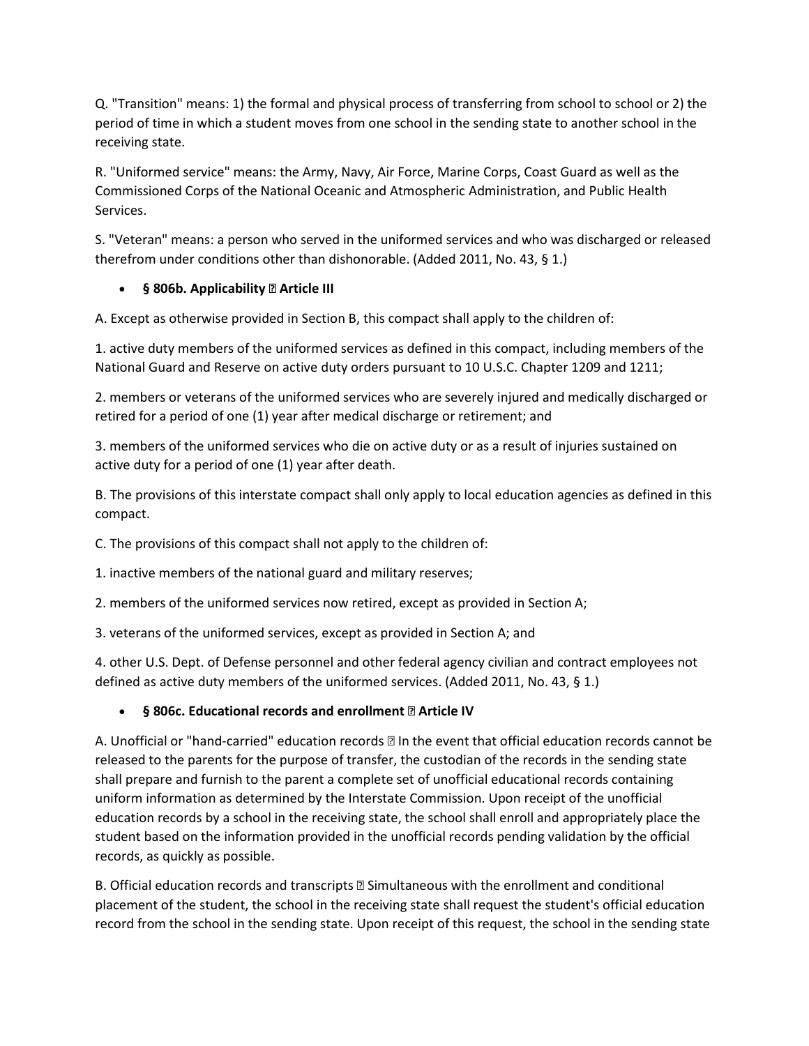Q. "Transition" means: 1) the formal and physical process of transferring from school to school or 2) the period of time in which a student moves from one school in the sending state to another school in the receiving state.

R. "Uniformed service" means: the Army, Navy, Air Force, Marine Corps, Coast Guard as well as the Commissioned Corps of the National Oceanic and Atmospheric Administration, and Public Health Services.

S. "Veteran" means: a person who served in the uniformed services and who was discharged or released therefrom under conditions other than dishonorable. (Added 2011, No. 43, § 1.)

- **§ 806b. Applicability � Article III**

A. Except as otherwise provided in Section B, this compact shall apply to the children of:

1. active duty members of the uniformed services as defined in this compact, including members of the National Guard and Reserve on active duty orders pursuant to 10 U.S.C. Chapter 1209 and 1211;

2. members or veterans of the uniformed services who are severely injured and medically discharged or retired for a period of one (1) year after medical discharge or retirement; and

3. members of the uniformed services who die on active duty or as a result of injuries sustained on active duty for a period of one (1) year after death.

B. The provisions of this interstate compact shall only apply to local education agencies as defined in this compact.

C. The provisions of this compact shall not apply to the children of:

1. inactive members of the national guard and military reserves;

2. members of the uniformed services now retired, except as provided in Section A;

3. veterans of the uniformed services, except as provided in Section A; and

4. other U.S. Dept. of Defense personnel and other federal agency civilian and contract employees not defined as active duty members of the uniformed services. (Added 2011, No. 43, § 1.)

- **§ 806c. Educational records and enrollment � Article IV**

A. Unofficial or "hand-carried" education records � In the event that official education records cannot be released to the parents for the purpose of transfer, the custodian of the records in the sending state shall prepare and furnish to the parent a complete set of unofficial educational records containing uniform information as determined by the Interstate Commission. Upon receipt of the unofficial education records by a school in the receiving state, the school shall enroll and appropriately place the student based on the information provided in the unofficial records pending validation by the official records, as quickly as possible.

B. Official education records and transcripts � Simultaneous with the enrollment and conditional placement of the student, the school in the receiving state shall request the student's official education record from the school in the sending state. Upon receipt of this request, the school in the sending state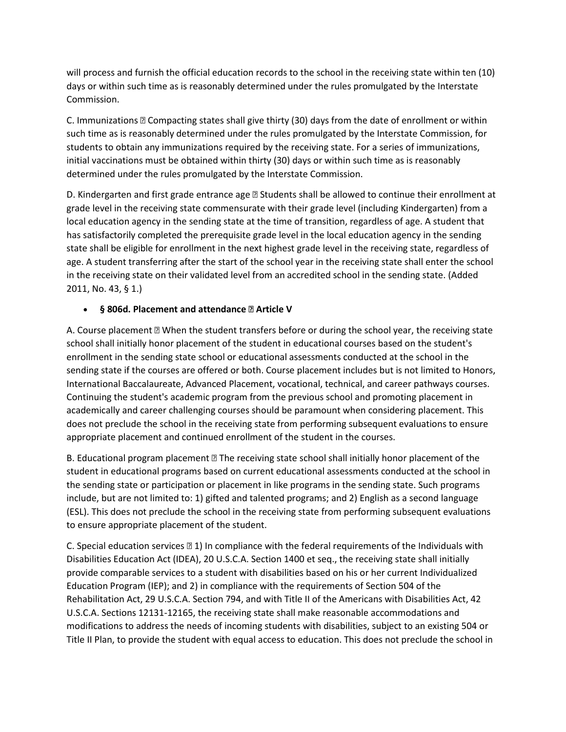will process and furnish the official education records to the school in the receiving state within ten (10) days or within such time as is reasonably determined under the rules promulgated by the Interstate Commission.

C. Immunizations ▯ Compacting states shall give thirty (30) days from the date of enrollment or within such time as is reasonably determined under the rules promulgated by the Interstate Commission, for students to obtain any immunizations required by the receiving state. For a series of immunizations, initial vaccinations must be obtained within thirty (30) days or within such time as is reasonably determined under the rules promulgated by the Interstate Commission.

D. Kindergarten and first grade entrance age ▯ Students shall be allowed to continue their enrollment at grade level in the receiving state commensurate with their grade level (including Kindergarten) from a local education agency in the sending state at the time of transition, regardless of age. A student that has satisfactorily completed the prerequisite grade level in the local education agency in the sending state shall be eligible for enrollment in the next highest grade level in the receiving state, regardless of age. A student transferring after the start of the school year in the receiving state shall enter the school in the receiving state on their validated level from an accredited school in the sending state. (Added 2011, No. 43, § 1.)

- **§ 806d. Placement and attendance ▯ Article V**

A. Course placement ▯ When the student transfers before or during the school year, the receiving state school shall initially honor placement of the student in educational courses based on the student's enrollment in the sending state school or educational assessments conducted at the school in the sending state if the courses are offered or both. Course placement includes but is not limited to Honors, International Baccalaureate, Advanced Placement, vocational, technical, and career pathways courses. Continuing the student's academic program from the previous school and promoting placement in academically and career challenging courses should be paramount when considering placement. This does not preclude the school in the receiving state from performing subsequent evaluations to ensure appropriate placement and continued enrollment of the student in the courses.

B. Educational program placement ▯ The receiving state school shall initially honor placement of the student in educational programs based on current educational assessments conducted at the school in the sending state or participation or placement in like programs in the sending state. Such programs include, but are not limited to: 1) gifted and talented programs; and 2) English as a second language (ESL). This does not preclude the school in the receiving state from performing subsequent evaluations to ensure appropriate placement of the student.

C. Special education services ▯ 1) In compliance with the federal requirements of the Individuals with Disabilities Education Act (IDEA), 20 U.S.C.A. Section 1400 et seq., the receiving state shall initially provide comparable services to a student with disabilities based on his or her current Individualized Education Program (IEP); and 2) in compliance with the requirements of Section 504 of the Rehabilitation Act, 29 U.S.C.A. Section 794, and with Title II of the Americans with Disabilities Act, 42 U.S.C.A. Sections 12131-12165, the receiving state shall make reasonable accommodations and modifications to address the needs of incoming students with disabilities, subject to an existing 504 or Title II Plan, to provide the student with equal access to education. This does not preclude the school in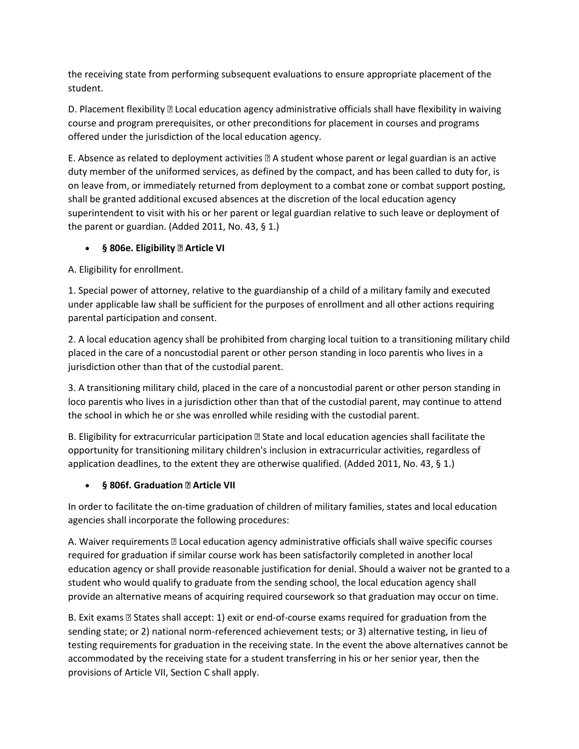the receiving state from performing subsequent evaluations to ensure appropriate placement of the student.

D. Placement flexibility � Local education agency administrative officials shall have flexibility in waiving course and program prerequisites, or other preconditions for placement in courses and programs offered under the jurisdiction of the local education agency.

E. Absence as related to deployment activities � A student whose parent or legal guardian is an active duty member of the uniformed services, as defined by the compact, and has been called to duty for, is on leave from, or immediately returned from deployment to a combat zone or combat support posting, shall be granted additional excused absences at the discretion of the local education agency superintendent to visit with his or her parent or legal guardian relative to such leave or deployment of the parent or guardian. (Added 2011, No. 43, § 1.)

- **§ 806e. Eligibility � Article VI**

A. Eligibility for enrollment.

1. Special power of attorney, relative to the guardianship of a child of a military family and executed under applicable law shall be sufficient for the purposes of enrollment and all other actions requiring parental participation and consent.

2. A local education agency shall be prohibited from charging local tuition to a transitioning military child placed in the care of a noncustodial parent or other person standing in loco parentis who lives in a jurisdiction other than that of the custodial parent.

3. A transitioning military child, placed in the care of a noncustodial parent or other person standing in loco parentis who lives in a jurisdiction other than that of the custodial parent, may continue to attend the school in which he or she was enrolled while residing with the custodial parent.

B. Eligibility for extracurricular participation � State and local education agencies shall facilitate the opportunity for transitioning military children's inclusion in extracurricular activities, regardless of application deadlines, to the extent they are otherwise qualified. (Added 2011, No. 43, § 1.)

- **§ 806f. Graduation � Article VII**

In order to facilitate the on-time graduation of children of military families, states and local education agencies shall incorporate the following procedures:

A. Waiver requirements � Local education agency administrative officials shall waive specific courses required for graduation if similar course work has been satisfactorily completed in another local education agency or shall provide reasonable justification for denial. Should a waiver not be granted to a student who would qualify to graduate from the sending school, the local education agency shall provide an alternative means of acquiring required coursework so that graduation may occur on time.

B. Exit exams � States shall accept: 1) exit or end-of-course exams required for graduation from the sending state; or 2) national norm-referenced achievement tests; or 3) alternative testing, in lieu of testing requirements for graduation in the receiving state. In the event the above alternatives cannot be accommodated by the receiving state for a student transferring in his or her senior year, then the provisions of Article VII, Section C shall apply.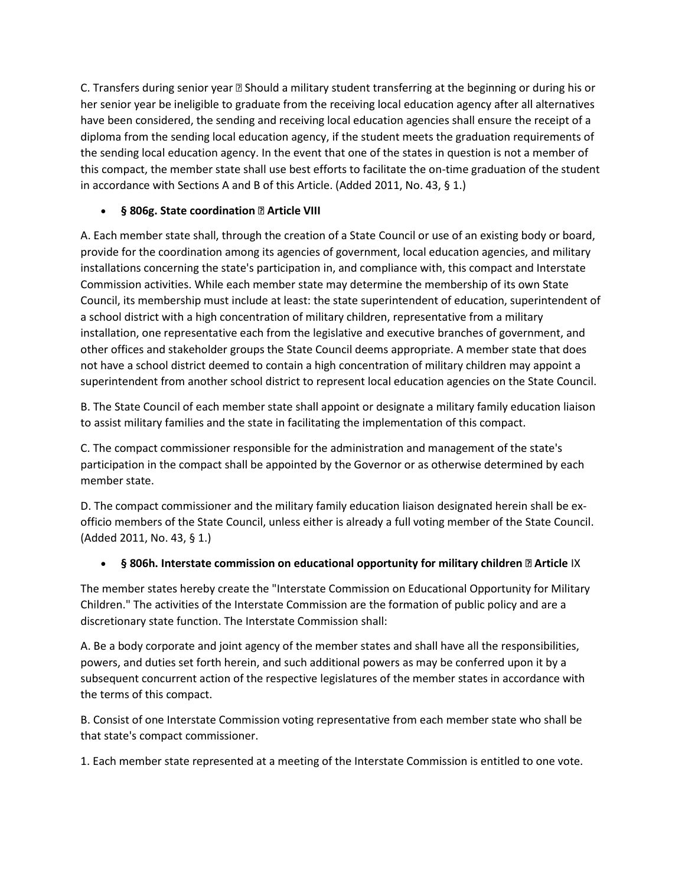C. Transfers during senior year  Should a military student transferring at the beginning or during his or her senior year be ineligible to graduate from the receiving local education agency after all alternatives have been considered, the sending and receiving local education agencies shall ensure the receipt of a diploma from the sending local education agency, if the student meets the graduation requirements of the sending local education agency. In the event that one of the states in question is not a member of this compact, the member state shall use best efforts to facilitate the on-time graduation of the student in accordance with Sections A and B of this Article. (Added 2011, No. 43, § 1.)

- **§ 806g. State coordination  Article VIII**

A. Each member state shall, through the creation of a State Council or use of an existing body or board, provide for the coordination among its agencies of government, local education agencies, and military installations concerning the state's participation in, and compliance with, this compact and Interstate Commission activities. While each member state may determine the membership of its own State Council, its membership must include at least: the state superintendent of education, superintendent of a school district with a high concentration of military children, representative from a military installation, one representative each from the legislative and executive branches of government, and other offices and stakeholder groups the State Council deems appropriate. A member state that does not have a school district deemed to contain a high concentration of military children may appoint a superintendent from another school district to represent local education agencies on the State Council.

B. The State Council of each member state shall appoint or designate a military family education liaison to assist military families and the state in facilitating the implementation of this compact.

C. The compact commissioner responsible for the administration and management of the state's participation in the compact shall be appointed by the Governor or as otherwise determined by each member state.

D. The compact commissioner and the military family education liaison designated herein shall be ex-officio members of the State Council, unless either is already a full voting member of the State Council. (Added 2011, No. 43, § 1.)

- **§ 806h. Interstate commission on educational opportunity for military children  Article** IX

The member states hereby create the "Interstate Commission on Educational Opportunity for Military Children." The activities of the Interstate Commission are the formation of public policy and are a discretionary state function. The Interstate Commission shall:

A. Be a body corporate and joint agency of the member states and shall have all the responsibilities, powers, and duties set forth herein, and such additional powers as may be conferred upon it by a subsequent concurrent action of the respective legislatures of the member states in accordance with the terms of this compact.

B. Consist of one Interstate Commission voting representative from each member state who shall be that state's compact commissioner.

1. Each member state represented at a meeting of the Interstate Commission is entitled to one vote.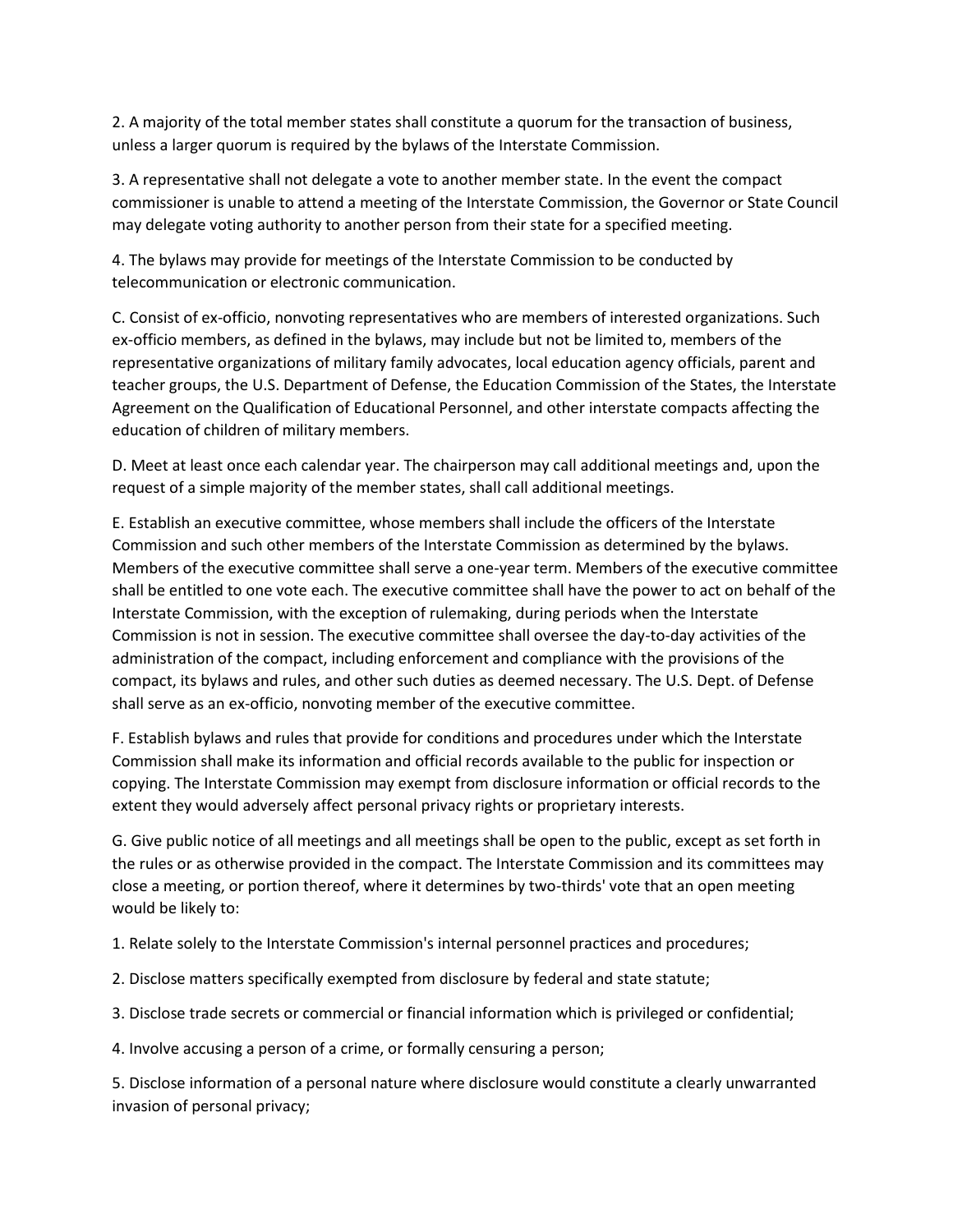2. A majority of the total member states shall constitute a quorum for the transaction of business, unless a larger quorum is required by the bylaws of the Interstate Commission.

3. A representative shall not delegate a vote to another member state. In the event the compact commissioner is unable to attend a meeting of the Interstate Commission, the Governor or State Council may delegate voting authority to another person from their state for a specified meeting.

4. The bylaws may provide for meetings of the Interstate Commission to be conducted by telecommunication or electronic communication.

C. Consist of ex-officio, nonvoting representatives who are members of interested organizations. Such ex-officio members, as defined in the bylaws, may include but not be limited to, members of the representative organizations of military family advocates, local education agency officials, parent and teacher groups, the U.S. Department of Defense, the Education Commission of the States, the Interstate Agreement on the Qualification of Educational Personnel, and other interstate compacts affecting the education of children of military members.

D. Meet at least once each calendar year. The chairperson may call additional meetings and, upon the request of a simple majority of the member states, shall call additional meetings.

E. Establish an executive committee, whose members shall include the officers of the Interstate Commission and such other members of the Interstate Commission as determined by the bylaws. Members of the executive committee shall serve a one-year term. Members of the executive committee shall be entitled to one vote each. The executive committee shall have the power to act on behalf of the Interstate Commission, with the exception of rulemaking, during periods when the Interstate Commission is not in session. The executive committee shall oversee the day-to-day activities of the administration of the compact, including enforcement and compliance with the provisions of the compact, its bylaws and rules, and other such duties as deemed necessary. The U.S. Dept. of Defense shall serve as an ex-officio, nonvoting member of the executive committee.

F. Establish bylaws and rules that provide for conditions and procedures under which the Interstate Commission shall make its information and official records available to the public for inspection or copying. The Interstate Commission may exempt from disclosure information or official records to the extent they would adversely affect personal privacy rights or proprietary interests.

G. Give public notice of all meetings and all meetings shall be open to the public, except as set forth in the rules or as otherwise provided in the compact. The Interstate Commission and its committees may close a meeting, or portion thereof, where it determines by two-thirds' vote that an open meeting would be likely to:

1. Relate solely to the Interstate Commission's internal personnel practices and procedures;

2. Disclose matters specifically exempted from disclosure by federal and state statute;

3. Disclose trade secrets or commercial or financial information which is privileged or confidential;

4. Involve accusing a person of a crime, or formally censuring a person;

5. Disclose information of a personal nature where disclosure would constitute a clearly unwarranted invasion of personal privacy;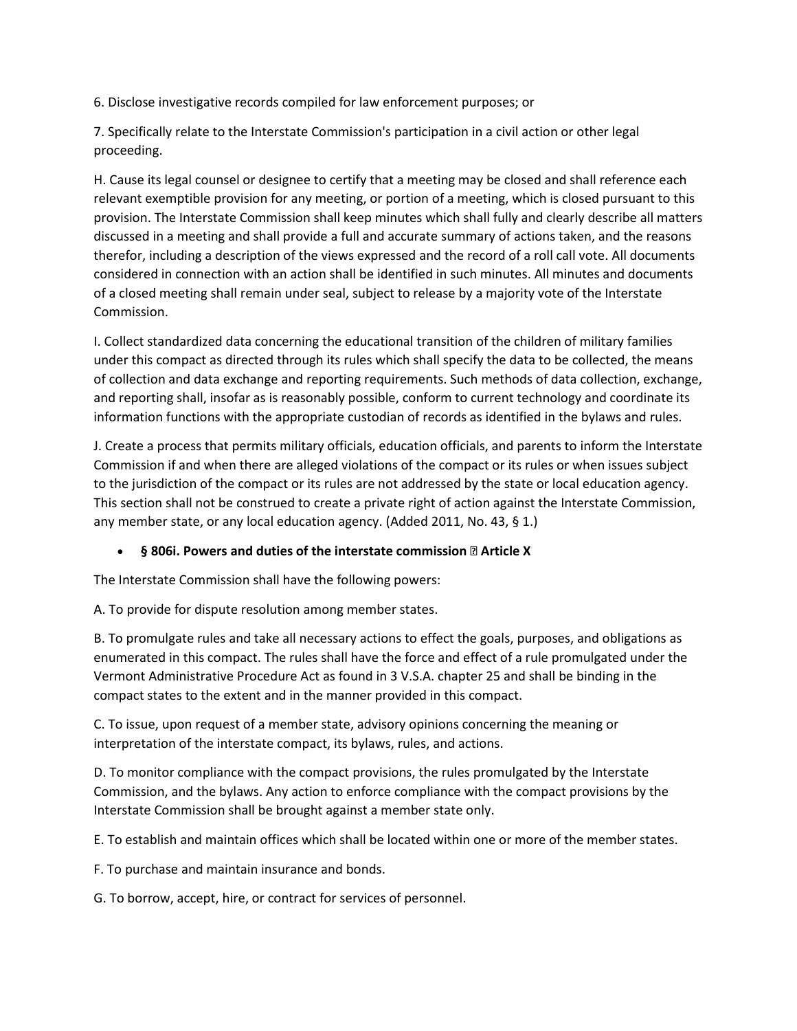6. Disclose investigative records compiled for law enforcement purposes; or

7. Specifically relate to the Interstate Commission's participation in a civil action or other legal proceeding.

H. Cause its legal counsel or designee to certify that a meeting may be closed and shall reference each relevant exemptible provision for any meeting, or portion of a meeting, which is closed pursuant to this provision. The Interstate Commission shall keep minutes which shall fully and clearly describe all matters discussed in a meeting and shall provide a full and accurate summary of actions taken, and the reasons therefor, including a description of the views expressed and the record of a roll call vote. All documents considered in connection with an action shall be identified in such minutes. All minutes and documents of a closed meeting shall remain under seal, subject to release by a majority vote of the Interstate Commission.

I. Collect standardized data concerning the educational transition of the children of military families under this compact as directed through its rules which shall specify the data to be collected, the means of collection and data exchange and reporting requirements. Such methods of data collection, exchange, and reporting shall, insofar as is reasonably possible, conform to current technology and coordinate its information functions with the appropriate custodian of records as identified in the bylaws and rules.

J. Create a process that permits military officials, education officials, and parents to inform the Interstate Commission if and when there are alleged violations of the compact or its rules or when issues subject to the jurisdiction of the compact or its rules are not addressed by the state or local education agency. This section shall not be construed to create a private right of action against the Interstate Commission, any member state, or any local education agency. (Added 2011, No. 43, § 1.)

- **§ 806i. Powers and duties of the interstate commission  Article X**

The Interstate Commission shall have the following powers:

A. To provide for dispute resolution among member states.

B. To promulgate rules and take all necessary actions to effect the goals, purposes, and obligations as enumerated in this compact. The rules shall have the force and effect of a rule promulgated under the Vermont Administrative Procedure Act as found in 3 V.S.A. chapter 25 and shall be binding in the compact states to the extent and in the manner provided in this compact.

C. To issue, upon request of a member state, advisory opinions concerning the meaning or interpretation of the interstate compact, its bylaws, rules, and actions.

D. To monitor compliance with the compact provisions, the rules promulgated by the Interstate Commission, and the bylaws. Any action to enforce compliance with the compact provisions by the Interstate Commission shall be brought against a member state only.

E. To establish and maintain offices which shall be located within one or more of the member states.

F. To purchase and maintain insurance and bonds.

G. To borrow, accept, hire, or contract for services of personnel.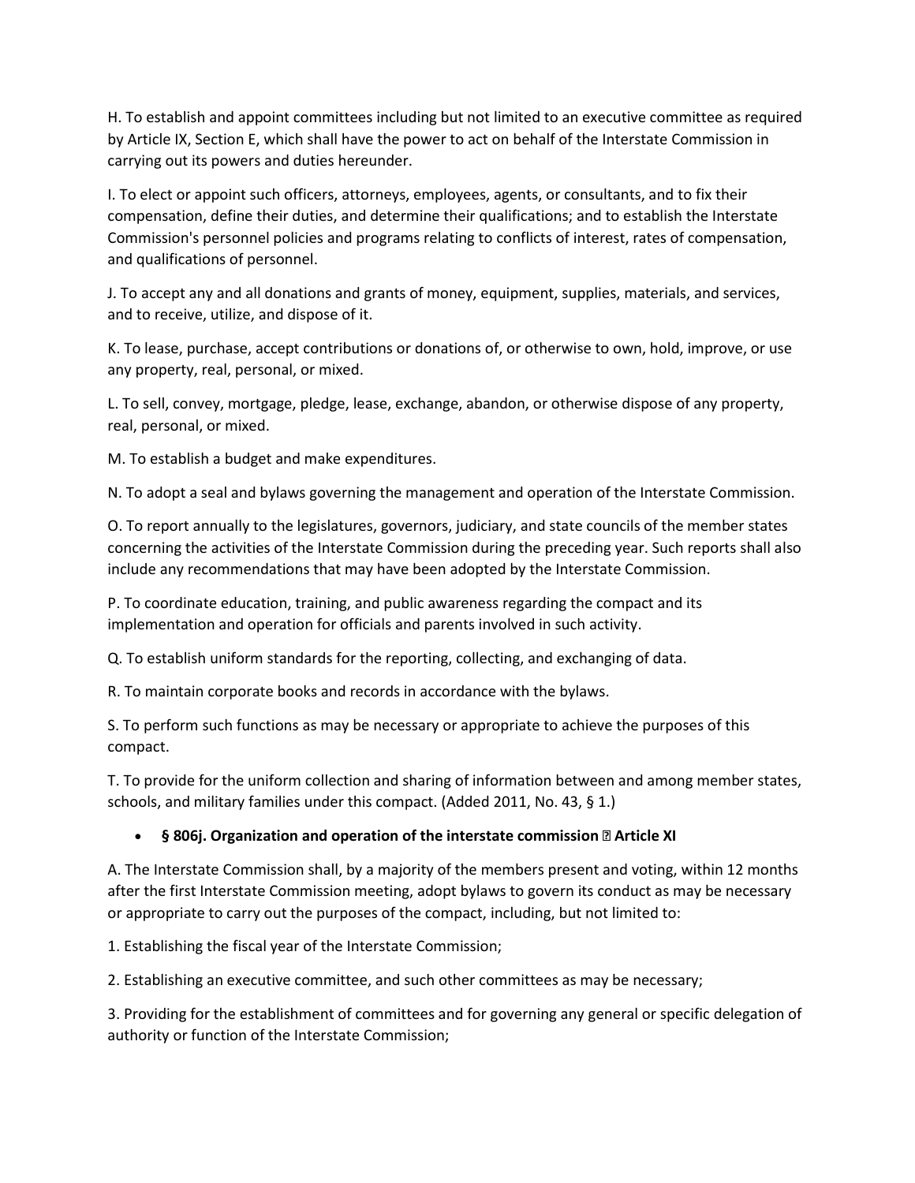H. To establish and appoint committees including but not limited to an executive committee as required by Article IX, Section E, which shall have the power to act on behalf of the Interstate Commission in carrying out its powers and duties hereunder.

I. To elect or appoint such officers, attorneys, employees, agents, or consultants, and to fix their compensation, define their duties, and determine their qualifications; and to establish the Interstate Commission's personnel policies and programs relating to conflicts of interest, rates of compensation, and qualifications of personnel.

J. To accept any and all donations and grants of money, equipment, supplies, materials, and services, and to receive, utilize, and dispose of it.

K. To lease, purchase, accept contributions or donations of, or otherwise to own, hold, improve, or use any property, real, personal, or mixed.

L. To sell, convey, mortgage, pledge, lease, exchange, abandon, or otherwise dispose of any property, real, personal, or mixed.

M. To establish a budget and make expenditures.

N. To adopt a seal and bylaws governing the management and operation of the Interstate Commission.

O. To report annually to the legislatures, governors, judiciary, and state councils of the member states concerning the activities of the Interstate Commission during the preceding year. Such reports shall also include any recommendations that may have been adopted by the Interstate Commission.

P. To coordinate education, training, and public awareness regarding the compact and its implementation and operation for officials and parents involved in such activity.

Q. To establish uniform standards for the reporting, collecting, and exchanging of data.

R. To maintain corporate books and records in accordance with the bylaws.

S. To perform such functions as may be necessary or appropriate to achieve the purposes of this compact.

T. To provide for the uniform collection and sharing of information between and among member states, schools, and military families under this compact. (Added 2011, No. 43, § 1.)

- **§ 806j. Organization and operation of the interstate commission � Article XI**

A. The Interstate Commission shall, by a majority of the members present and voting, within 12 months after the first Interstate Commission meeting, adopt bylaws to govern its conduct as may be necessary or appropriate to carry out the purposes of the compact, including, but not limited to:

1. Establishing the fiscal year of the Interstate Commission;

2. Establishing an executive committee, and such other committees as may be necessary;

3. Providing for the establishment of committees and for governing any general or specific delegation of authority or function of the Interstate Commission;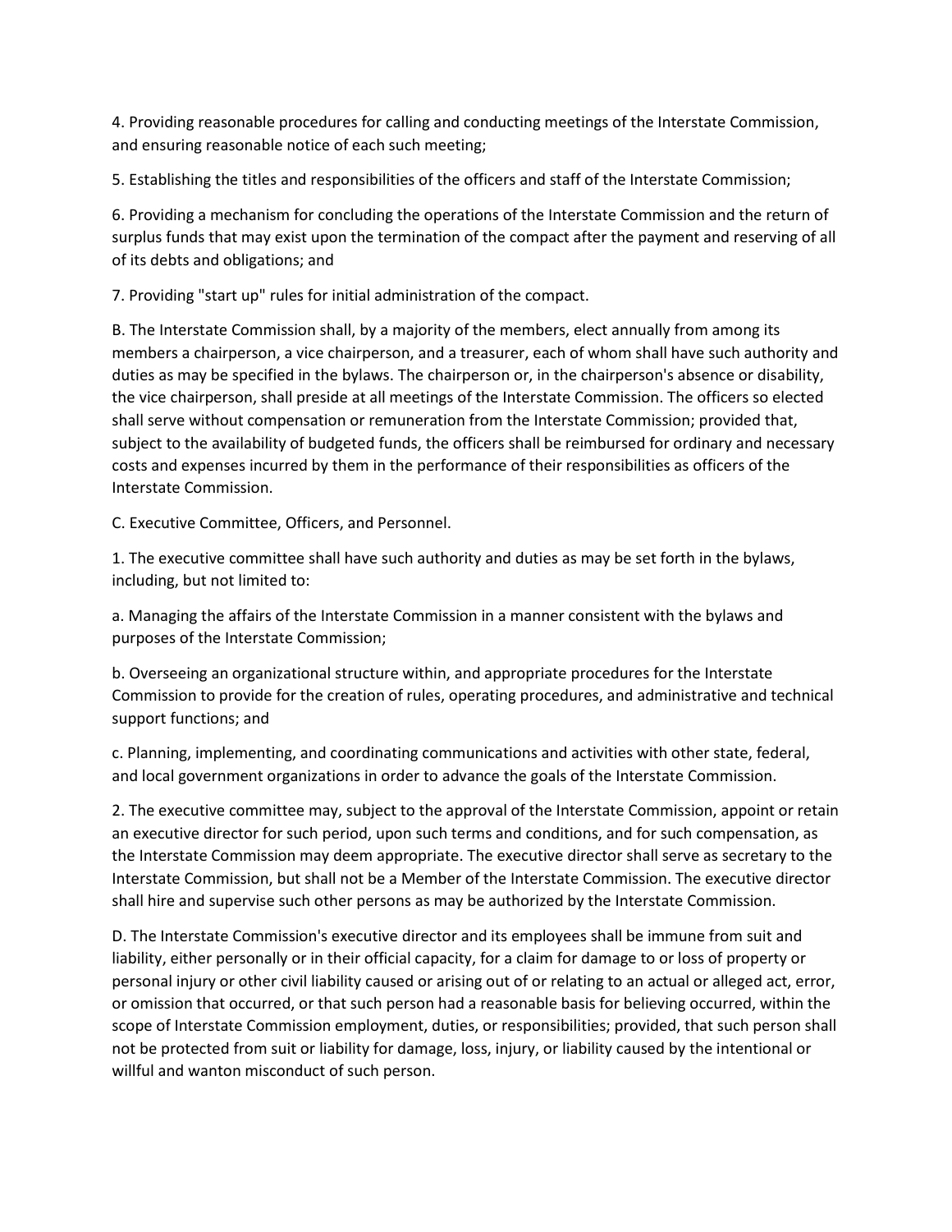4. Providing reasonable procedures for calling and conducting meetings of the Interstate Commission, and ensuring reasonable notice of each such meeting;

5. Establishing the titles and responsibilities of the officers and staff of the Interstate Commission;

6. Providing a mechanism for concluding the operations of the Interstate Commission and the return of surplus funds that may exist upon the termination of the compact after the payment and reserving of all of its debts and obligations; and

7. Providing "start up" rules for initial administration of the compact.

B. The Interstate Commission shall, by a majority of the members, elect annually from among its members a chairperson, a vice chairperson, and a treasurer, each of whom shall have such authority and duties as may be specified in the bylaws. The chairperson or, in the chairperson's absence or disability, the vice chairperson, shall preside at all meetings of the Interstate Commission. The officers so elected shall serve without compensation or remuneration from the Interstate Commission; provided that, subject to the availability of budgeted funds, the officers shall be reimbursed for ordinary and necessary costs and expenses incurred by them in the performance of their responsibilities as officers of the Interstate Commission.

C. Executive Committee, Officers, and Personnel.

1. The executive committee shall have such authority and duties as may be set forth in the bylaws, including, but not limited to:

a. Managing the affairs of the Interstate Commission in a manner consistent with the bylaws and purposes of the Interstate Commission;

b. Overseeing an organizational structure within, and appropriate procedures for the Interstate Commission to provide for the creation of rules, operating procedures, and administrative and technical support functions; and

c. Planning, implementing, and coordinating communications and activities with other state, federal, and local government organizations in order to advance the goals of the Interstate Commission.

2. The executive committee may, subject to the approval of the Interstate Commission, appoint or retain an executive director for such period, upon such terms and conditions, and for such compensation, as the Interstate Commission may deem appropriate. The executive director shall serve as secretary to the Interstate Commission, but shall not be a Member of the Interstate Commission. The executive director shall hire and supervise such other persons as may be authorized by the Interstate Commission.

D. The Interstate Commission's executive director and its employees shall be immune from suit and liability, either personally or in their official capacity, for a claim for damage to or loss of property or personal injury or other civil liability caused or arising out of or relating to an actual or alleged act, error, or omission that occurred, or that such person had a reasonable basis for believing occurred, within the scope of Interstate Commission employment, duties, or responsibilities; provided, that such person shall not be protected from suit or liability for damage, loss, injury, or liability caused by the intentional or willful and wanton misconduct of such person.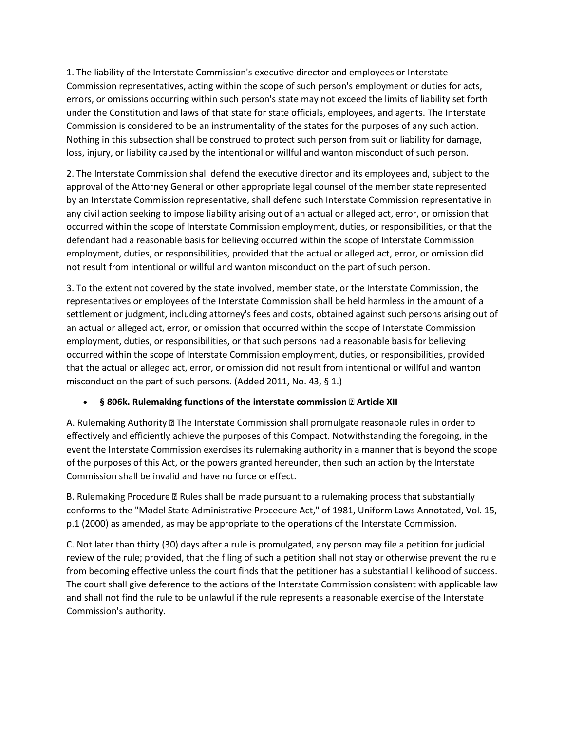1. The liability of the Interstate Commission's executive director and employees or Interstate Commission representatives, acting within the scope of such person's employment or duties for acts, errors, or omissions occurring within such person's state may not exceed the limits of liability set forth under the Constitution and laws of that state for state officials, employees, and agents. The Interstate Commission is considered to be an instrumentality of the states for the purposes of any such action. Nothing in this subsection shall be construed to protect such person from suit or liability for damage, loss, injury, or liability caused by the intentional or willful and wanton misconduct of such person.

2. The Interstate Commission shall defend the executive director and its employees and, subject to the approval of the Attorney General or other appropriate legal counsel of the member state represented by an Interstate Commission representative, shall defend such Interstate Commission representative in any civil action seeking to impose liability arising out of an actual or alleged act, error, or omission that occurred within the scope of Interstate Commission employment, duties, or responsibilities, or that the defendant had a reasonable basis for believing occurred within the scope of Interstate Commission employment, duties, or responsibilities, provided that the actual or alleged act, error, or omission did not result from intentional or willful and wanton misconduct on the part of such person.

3. To the extent not covered by the state involved, member state, or the Interstate Commission, the representatives or employees of the Interstate Commission shall be held harmless in the amount of a settlement or judgment, including attorney's fees and costs, obtained against such persons arising out of an actual or alleged act, error, or omission that occurred within the scope of Interstate Commission employment, duties, or responsibilities, or that such persons had a reasonable basis for believing occurred within the scope of Interstate Commission employment, duties, or responsibilities, provided that the actual or alleged act, error, or omission did not result from intentional or willful and wanton misconduct on the part of such persons. (Added 2011, No. 43, § 1.)

- **§ 806k. Rulemaking functions of the interstate commission � Article XII**

A. Rulemaking Authority � The Interstate Commission shall promulgate reasonable rules in order to effectively and efficiently achieve the purposes of this Compact. Notwithstanding the foregoing, in the event the Interstate Commission exercises its rulemaking authority in a manner that is beyond the scope of the purposes of this Act, or the powers granted hereunder, then such an action by the Interstate Commission shall be invalid and have no force or effect.

B. Rulemaking Procedure � Rules shall be made pursuant to a rulemaking process that substantially conforms to the "Model State Administrative Procedure Act," of 1981, Uniform Laws Annotated, Vol. 15, p.1 (2000) as amended, as may be appropriate to the operations of the Interstate Commission.

C. Not later than thirty (30) days after a rule is promulgated, any person may file a petition for judicial review of the rule; provided, that the filing of such a petition shall not stay or otherwise prevent the rule from becoming effective unless the court finds that the petitioner has a substantial likelihood of success. The court shall give deference to the actions of the Interstate Commission consistent with applicable law and shall not find the rule to be unlawful if the rule represents a reasonable exercise of the Interstate Commission's authority.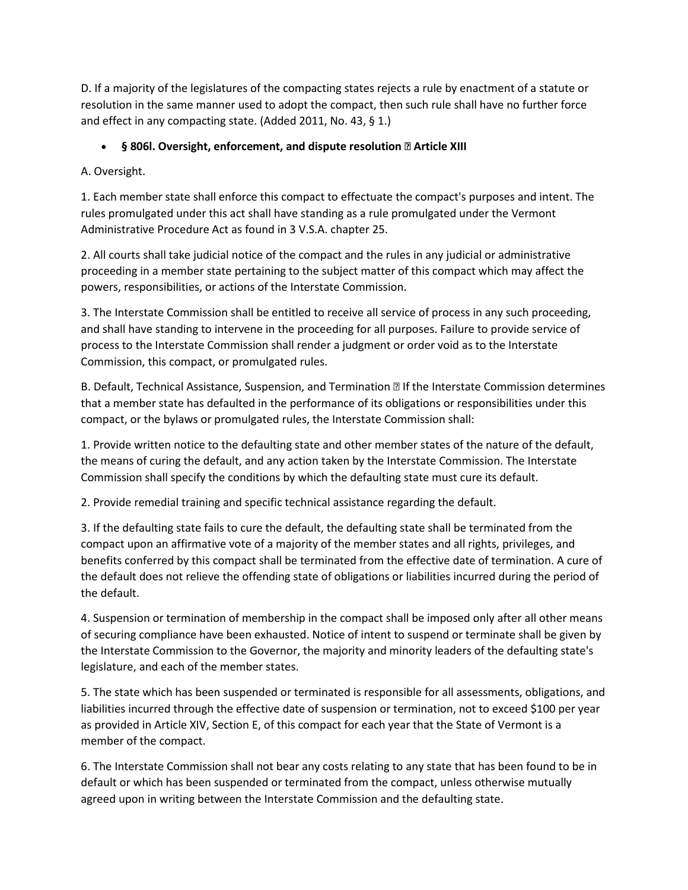D. If a majority of the legislatures of the compacting states rejects a rule by enactment of a statute or resolution in the same manner used to adopt the compact, then such rule shall have no further force and effect in any compacting state. (Added 2011, No. 43, § 1.)

- **§ 806l. Oversight, enforcement, and dispute resolution � Article XIII**

A. Oversight.

1. Each member state shall enforce this compact to effectuate the compact's purposes and intent. The rules promulgated under this act shall have standing as a rule promulgated under the Vermont Administrative Procedure Act as found in 3 V.S.A. chapter 25.

2. All courts shall take judicial notice of the compact and the rules in any judicial or administrative proceeding in a member state pertaining to the subject matter of this compact which may affect the powers, responsibilities, or actions of the Interstate Commission.

3. The Interstate Commission shall be entitled to receive all service of process in any such proceeding, and shall have standing to intervene in the proceeding for all purposes. Failure to provide service of process to the Interstate Commission shall render a judgment or order void as to the Interstate Commission, this compact, or promulgated rules.

B. Default, Technical Assistance, Suspension, and Termination � If the Interstate Commission determines that a member state has defaulted in the performance of its obligations or responsibilities under this compact, or the bylaws or promulgated rules, the Interstate Commission shall:

1. Provide written notice to the defaulting state and other member states of the nature of the default, the means of curing the default, and any action taken by the Interstate Commission. The Interstate Commission shall specify the conditions by which the defaulting state must cure its default.

2. Provide remedial training and specific technical assistance regarding the default.

3. If the defaulting state fails to cure the default, the defaulting state shall be terminated from the compact upon an affirmative vote of a majority of the member states and all rights, privileges, and benefits conferred by this compact shall be terminated from the effective date of termination. A cure of the default does not relieve the offending state of obligations or liabilities incurred during the period of the default.

4. Suspension or termination of membership in the compact shall be imposed only after all other means of securing compliance have been exhausted. Notice of intent to suspend or terminate shall be given by the Interstate Commission to the Governor, the majority and minority leaders of the defaulting state's legislature, and each of the member states.

5. The state which has been suspended or terminated is responsible for all assessments, obligations, and liabilities incurred through the effective date of suspension or termination, not to exceed $100 per year as provided in Article XIV, Section E, of this compact for each year that the State of Vermont is a member of the compact.

6. The Interstate Commission shall not bear any costs relating to any state that has been found to be in default or which has been suspended or terminated from the compact, unless otherwise mutually agreed upon in writing between the Interstate Commission and the defaulting state.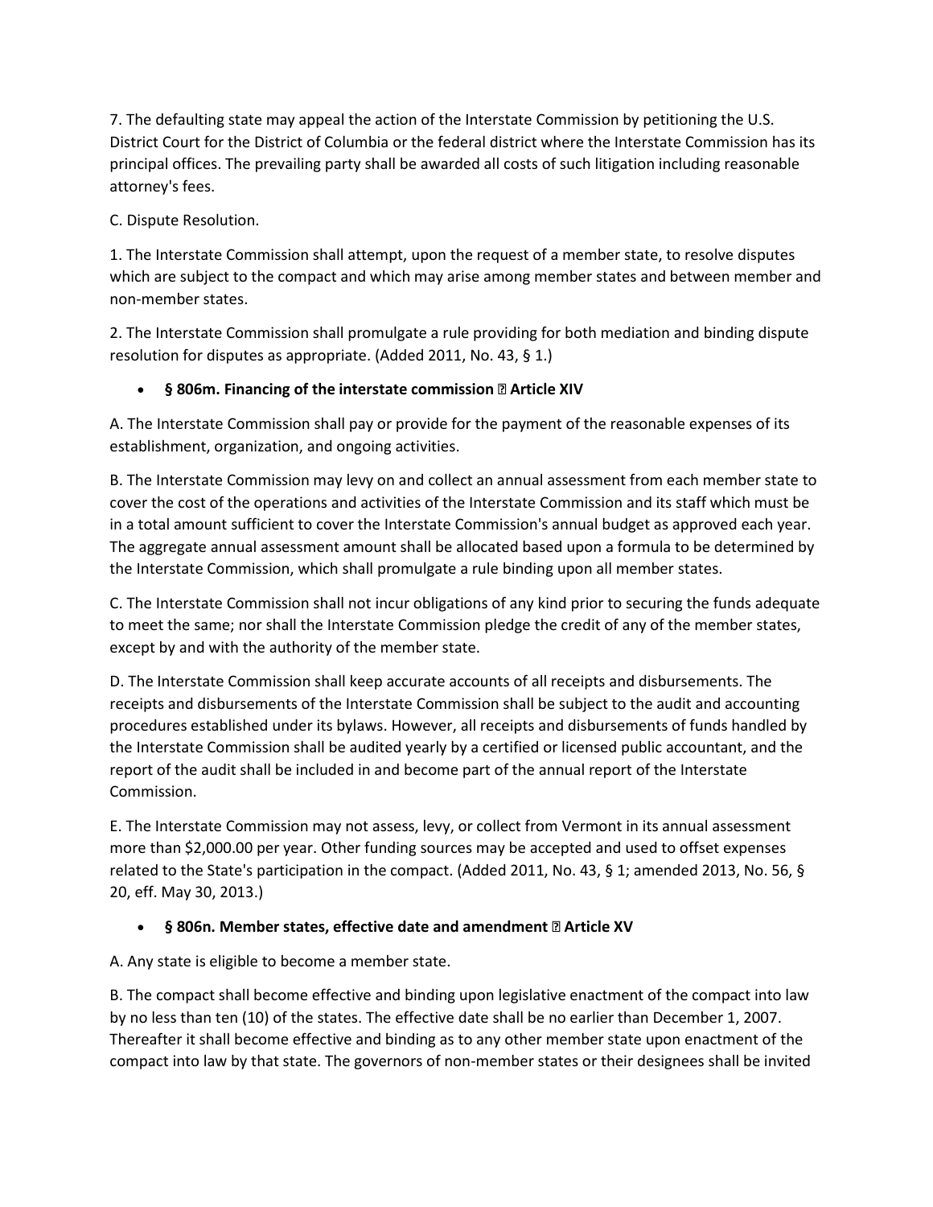7. The defaulting state may appeal the action of the Interstate Commission by petitioning the U.S. District Court for the District of Columbia or the federal district where the Interstate Commission has its principal offices. The prevailing party shall be awarded all costs of such litigation including reasonable attorney's fees.

C. Dispute Resolution.

1. The Interstate Commission shall attempt, upon the request of a member state, to resolve disputes which are subject to the compact and which may arise among member states and between member and non-member states.

2. The Interstate Commission shall promulgate a rule providing for both mediation and binding dispute resolution for disputes as appropriate. (Added 2011, No. 43, § 1.)

- **§ 806m. Financing of the interstate commission � Article XIV**

A. The Interstate Commission shall pay or provide for the payment of the reasonable expenses of its establishment, organization, and ongoing activities.

B. The Interstate Commission may levy on and collect an annual assessment from each member state to cover the cost of the operations and activities of the Interstate Commission and its staff which must be in a total amount sufficient to cover the Interstate Commission's annual budget as approved each year. The aggregate annual assessment amount shall be allocated based upon a formula to be determined by the Interstate Commission, which shall promulgate a rule binding upon all member states.

C. The Interstate Commission shall not incur obligations of any kind prior to securing the funds adequate to meet the same; nor shall the Interstate Commission pledge the credit of any of the member states, except by and with the authority of the member state.

D. The Interstate Commission shall keep accurate accounts of all receipts and disbursements. The receipts and disbursements of the Interstate Commission shall be subject to the audit and accounting procedures established under its bylaws. However, all receipts and disbursements of funds handled by the Interstate Commission shall be audited yearly by a certified or licensed public accountant, and the report of the audit shall be included in and become part of the annual report of the Interstate Commission.

E. The Interstate Commission may not assess, levy, or collect from Vermont in its annual assessment more than $2,000.00 per year. Other funding sources may be accepted and used to offset expenses related to the State's participation in the compact. (Added 2011, No. 43, § 1; amended 2013, No. 56, § 20, eff. May 30, 2013.)

- **§ 806n. Member states, effective date and amendment � Article XV**

A. Any state is eligible to become a member state.

B. The compact shall become effective and binding upon legislative enactment of the compact into law by no less than ten (10) of the states. The effective date shall be no earlier than December 1, 2007. Thereafter it shall become effective and binding as to any other member state upon enactment of the compact into law by that state. The governors of non-member states or their designees shall be invited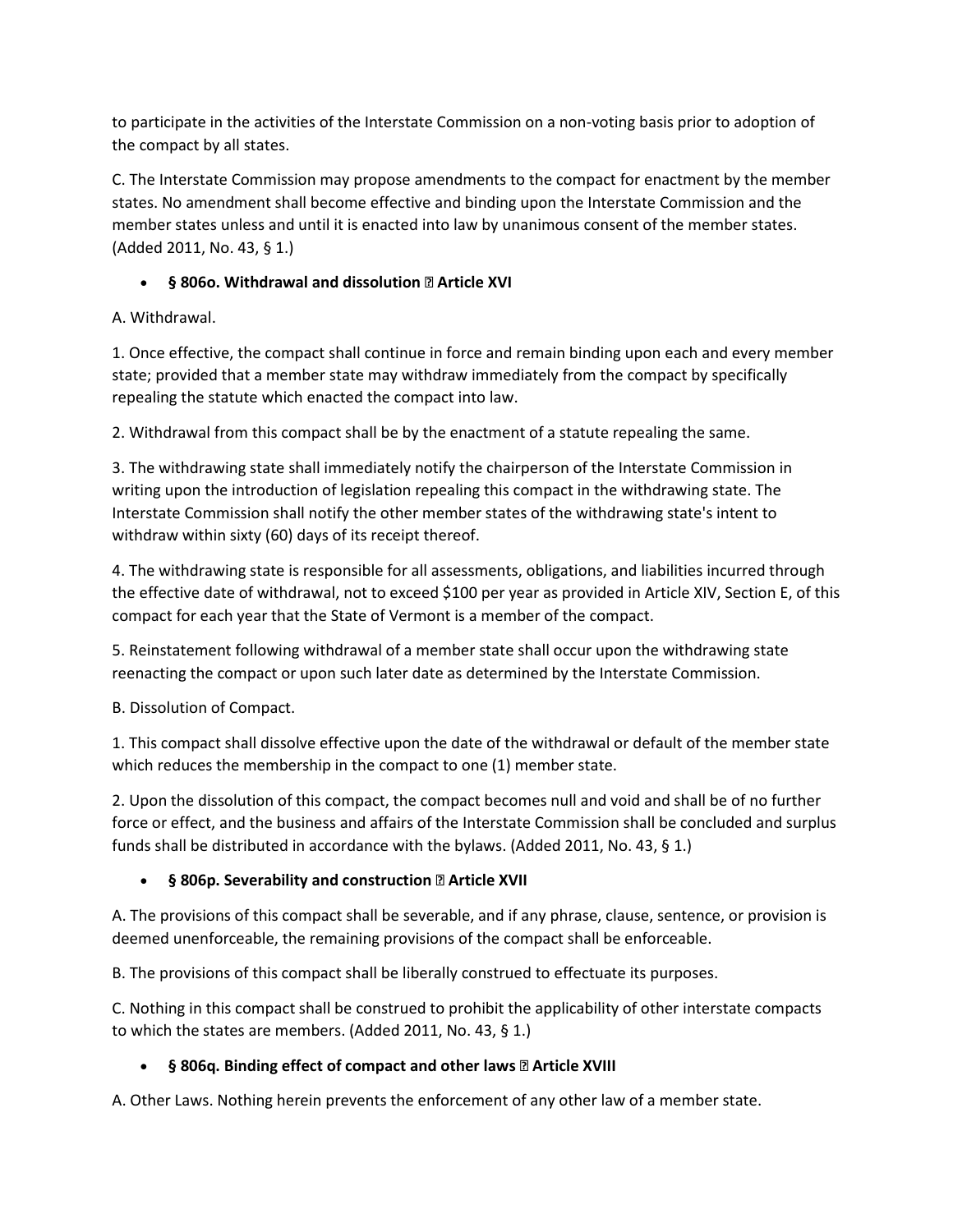to participate in the activities of the Interstate Commission on a non-voting basis prior to adoption of the compact by all states.

C. The Interstate Commission may propose amendments to the compact for enactment by the member states. No amendment shall become effective and binding upon the Interstate Commission and the member states unless and until it is enacted into law by unanimous consent of the member states. (Added 2011, No. 43, § 1.)

- **§ 806o. Withdrawal and dissolution � Article XVI**

A. Withdrawal.

1. Once effective, the compact shall continue in force and remain binding upon each and every member state; provided that a member state may withdraw immediately from the compact by specifically repealing the statute which enacted the compact into law.

2. Withdrawal from this compact shall be by the enactment of a statute repealing the same.

3. The withdrawing state shall immediately notify the chairperson of the Interstate Commission in writing upon the introduction of legislation repealing this compact in the withdrawing state. The Interstate Commission shall notify the other member states of the withdrawing state's intent to withdraw within sixty (60) days of its receipt thereof.

4. The withdrawing state is responsible for all assessments, obligations, and liabilities incurred through the effective date of withdrawal, not to exceed $100 per year as provided in Article XIV, Section E, of this compact for each year that the State of Vermont is a member of the compact.

5. Reinstatement following withdrawal of a member state shall occur upon the withdrawing state reenacting the compact or upon such later date as determined by the Interstate Commission.

B. Dissolution of Compact.

1. This compact shall dissolve effective upon the date of the withdrawal or default of the member state which reduces the membership in the compact to one (1) member state.

2. Upon the dissolution of this compact, the compact becomes null and void and shall be of no further force or effect, and the business and affairs of the Interstate Commission shall be concluded and surplus funds shall be distributed in accordance with the bylaws. (Added 2011, No. 43, § 1.)

- **§ 806p. Severability and construction � Article XVII**

A. The provisions of this compact shall be severable, and if any phrase, clause, sentence, or provision is deemed unenforceable, the remaining provisions of the compact shall be enforceable.

B. The provisions of this compact shall be liberally construed to effectuate its purposes.

C. Nothing in this compact shall be construed to prohibit the applicability of other interstate compacts to which the states are members. (Added 2011, No. 43, § 1.)

- **§ 806q. Binding effect of compact and other laws � Article XVIII**

A. Other Laws. Nothing herein prevents the enforcement of any other law of a member state.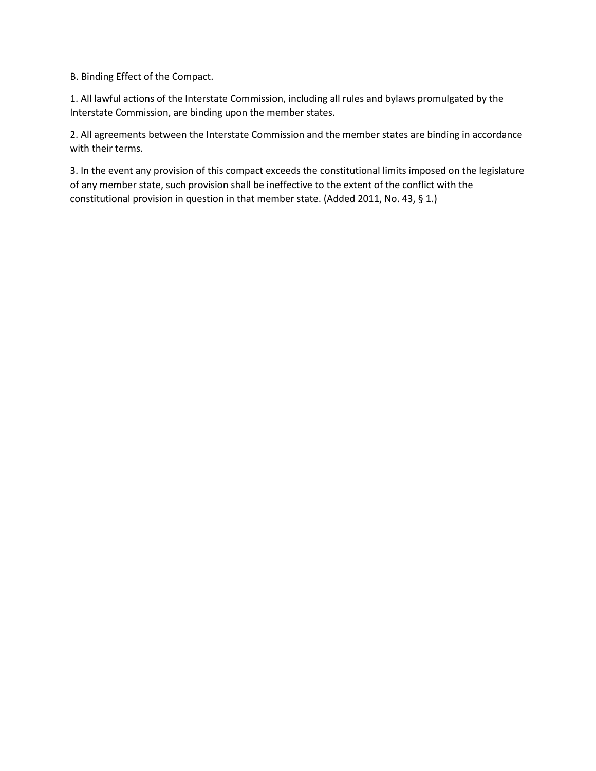B. Binding Effect of the Compact.

1. All lawful actions of the Interstate Commission, including all rules and bylaws promulgated by the Interstate Commission, are binding upon the member states.

2. All agreements between the Interstate Commission and the member states are binding in accordance with their terms.

3. In the event any provision of this compact exceeds the constitutional limits imposed on the legislature of any member state, such provision shall be ineffective to the extent of the conflict with the constitutional provision in question in that member state. (Added 2011, No. 43, § 1.)